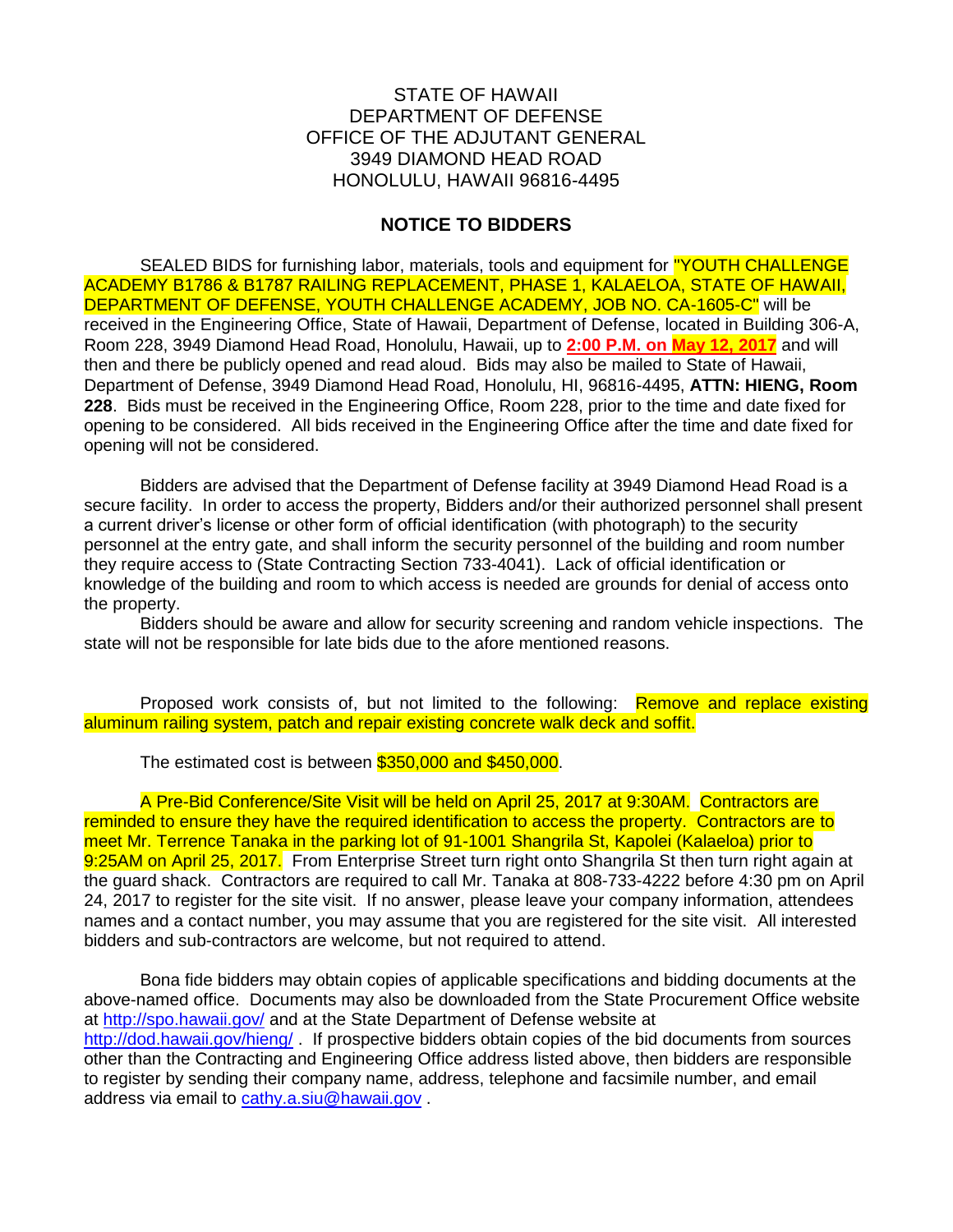STATE OF HAWAII
DEPARTMENT OF DEFENSE
OFFICE OF THE ADJUTANT GENERAL
3949 DIAMOND HEAD ROAD
HONOLULU, HAWAII 96816-4495

## NOTICE TO BIDDERS

SEALED BIDS for furnishing labor, materials, tools and equipment for "YOUTH CHALLENGE ACADEMY B1786 & B1787 RAILING REPLACEMENT, PHASE 1, KALAELOA, STATE OF HAWAII, DEPARTMENT OF DEFENSE, YOUTH CHALLENGE ACADEMY, JOB NO. CA-1605-C" will be received in the Engineering Office, State of Hawaii, Department of Defense, located in Building 306-A, Room 228, 3949 Diamond Head Road, Honolulu, Hawaii, up to **2:00 P.M. on May 12, 2017** and will then and there be publicly opened and read aloud. Bids may also be mailed to State of Hawaii, Department of Defense, 3949 Diamond Head Road, Honolulu, HI, 96816-4495, **ATTN: HIENG, Room 228**. Bids must be received in the Engineering Office, Room 228, prior to the time and date fixed for opening to be considered. All bids received in the Engineering Office after the time and date fixed for opening will not be considered.

Bidders are advised that the Department of Defense facility at 3949 Diamond Head Road is a secure facility. In order to access the property, Bidders and/or their authorized personnel shall present a current driver's license or other form of official identification (with photograph) to the security personnel at the entry gate, and shall inform the security personnel of the building and room number they require access to (State Contracting Section 733-4041). Lack of official identification or knowledge of the building and room to which access is needed are grounds for denial of access onto the property.

Bidders should be aware and allow for security screening and random vehicle inspections. The state will not be responsible for late bids due to the afore mentioned reasons.

Proposed work consists of, but not limited to the following: Remove and replace existing aluminum railing system, patch and repair existing concrete walk deck and soffit.

The estimated cost is between $350,000 and $450,000.

A Pre-Bid Conference/Site Visit will be held on April 25, 2017 at 9:30AM. Contractors are reminded to ensure they have the required identification to access the property. Contractors are to meet Mr. Terrence Tanaka in the parking lot of 91-1001 Shangrila St, Kapolei (Kalaeloa) prior to 9:25AM on April 25, 2017. From Enterprise Street turn right onto Shangrila St then turn right again at the guard shack. Contractors are required to call Mr. Tanaka at 808-733-4222 before 4:30 pm on April 24, 2017 to register for the site visit. If no answer, please leave your company information, attendees names and a contact number, you may assume that you are registered for the site visit. All interested bidders and sub-contractors are welcome, but not required to attend.

Bona fide bidders may obtain copies of applicable specifications and bidding documents at the above-named office. Documents may also be downloaded from the State Procurement Office website at http://spo.hawaii.gov/ and at the State Department of Defense website at http://dod.hawaii.gov/hieng/ . If prospective bidders obtain copies of the bid documents from sources other than the Contracting and Engineering Office address listed above, then bidders are responsible to register by sending their company name, address, telephone and facsimile number, and email address via email to cathy.a.siu@hawaii.gov .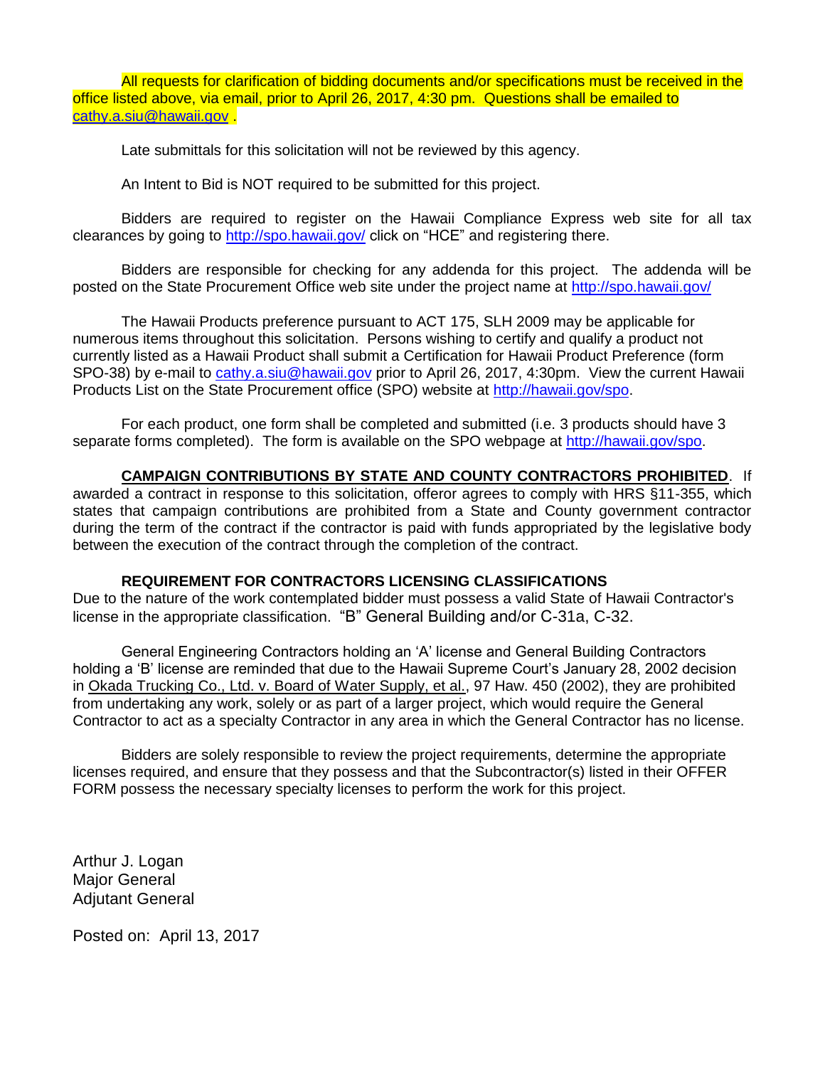All requests for clarification of bidding documents and/or specifications must be received in the office listed above, via email, prior to April 26, 2017, 4:30 pm. Questions shall be emailed to cathy.a.siu@hawaii.gov .

Late submittals for this solicitation will not be reviewed by this agency.

An Intent to Bid is NOT required to be submitted for this project.

Bidders are required to register on the Hawaii Compliance Express web site for all tax clearances by going to http://spo.hawaii.gov/ click on "HCE" and registering there.

Bidders are responsible for checking for any addenda for this project. The addenda will be posted on the State Procurement Office web site under the project name at http://spo.hawaii.gov/

The Hawaii Products preference pursuant to ACT 175, SLH 2009 may be applicable for numerous items throughout this solicitation. Persons wishing to certify and qualify a product not currently listed as a Hawaii Product shall submit a Certification for Hawaii Product Preference (form SPO-38) by e-mail to cathy.a.siu@hawaii.gov prior to April 26, 2017, 4:30pm. View the current Hawaii Products List on the State Procurement office (SPO) website at http://hawaii.gov/spo.

For each product, one form shall be completed and submitted (i.e. 3 products should have 3 separate forms completed). The form is available on the SPO webpage at http://hawaii.gov/spo.

**CAMPAIGN CONTRIBUTIONS BY STATE AND COUNTY CONTRACTORS PROHIBITED**. If awarded a contract in response to this solicitation, offeror agrees to comply with HRS §11-355, which states that campaign contributions are prohibited from a State and County government contractor during the term of the contract if the contractor is paid with funds appropriated by the legislative body between the execution of the contract through the completion of the contract.

**REQUIREMENT FOR CONTRACTORS LICENSING CLASSIFICATIONS**

Due to the nature of the work contemplated bidder must possess a valid State of Hawaii Contractor's license in the appropriate classification. "B" General Building and/or C-31a, C-32.

General Engineering Contractors holding an 'A' license and General Building Contractors holding a 'B' license are reminded that due to the Hawaii Supreme Court's January 28, 2002 decision in Okada Trucking Co., Ltd. v. Board of Water Supply, et al., 97 Haw. 450 (2002), they are prohibited from undertaking any work, solely or as part of a larger project, which would require the General Contractor to act as a specialty Contractor in any area in which the General Contractor has no license.

Bidders are solely responsible to review the project requirements, determine the appropriate licenses required, and ensure that they possess and that the Subcontractor(s) listed in their OFFER FORM possess the necessary specialty licenses to perform the work for this project.

Arthur J. Logan
Major General
Adjutant General

Posted on: April 13, 2017